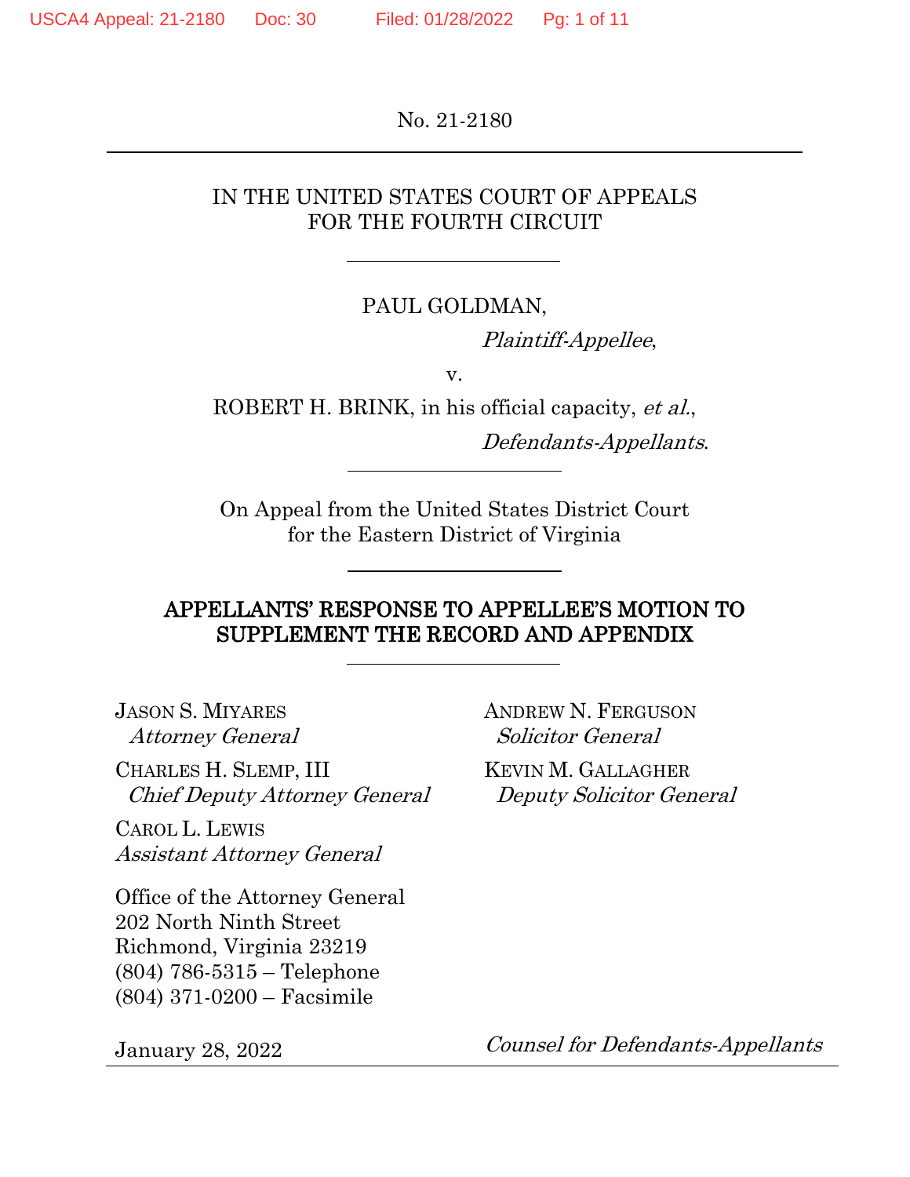No. 21-2180

---

IN THE UNITED STATES COURT OF APPEALS
FOR THE FOURTH CIRCUIT

---

PAUL GOLDMAN,

*Plaintiff-Appellee*,

v.

ROBERT H. BRINK, in his official capacity, *et al.*,

*Defendants-Appellants*.

---

On Appeal from the United States District Court
for the Eastern District of Virginia

---

# APPELLANTS' RESPONSE TO APPELLEE'S MOTION TO SUPPLEMENT THE RECORD AND APPENDIX

---

JASON S. MIYARES
*Attorney General*

CHARLES H. SLEMP, III
*Chief Deputy Attorney General*

CAROL L. LEWIS
*Assistant Attorney General*

Office of the Attorney General
202 North Ninth Street
Richmond, Virginia 23219
(804) 786-5315 – Telephone
(804) 371-0200 – Facsimile

ANDREW N. FERGUSON
*Solicitor General*

KEVIN M. GALLAGHER
*Deputy Solicitor General*

January 28, 2022

*Counsel for Defendants-Appellants*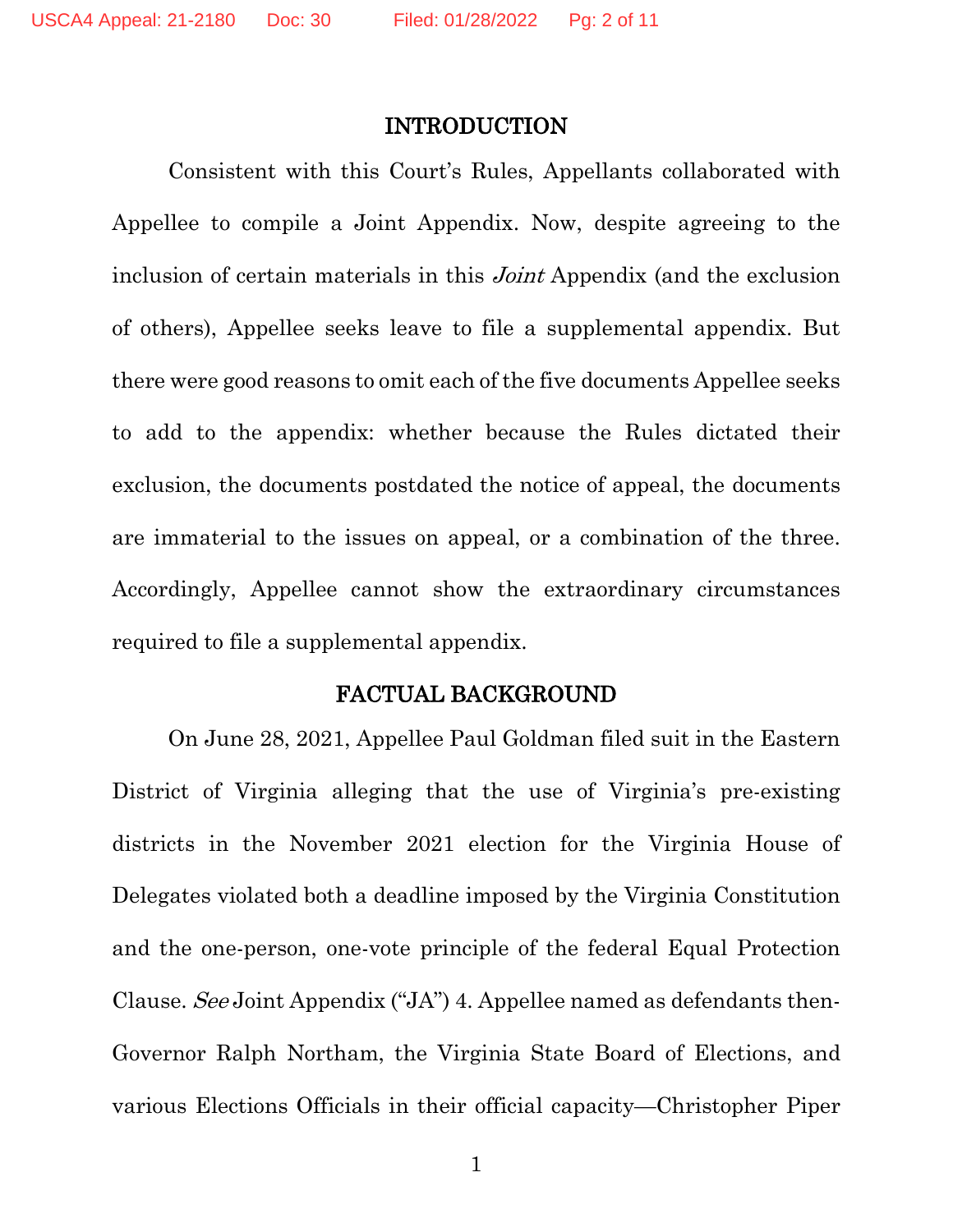## INTRODUCTION

Consistent with this Court's Rules, Appellants collaborated with Appellee to compile a Joint Appendix. Now, despite agreeing to the inclusion of certain materials in this *Joint* Appendix (and the exclusion of others), Appellee seeks leave to file a supplemental appendix. But there were good reasons to omit each of the five documents Appellee seeks to add to the appendix: whether because the Rules dictated their exclusion, the documents postdated the notice of appeal, the documents are immaterial to the issues on appeal, or a combination of the three. Accordingly, Appellee cannot show the extraordinary circumstances required to file a supplemental appendix.

## FACTUAL BACKGROUND

On June 28, 2021, Appellee Paul Goldman filed suit in the Eastern District of Virginia alleging that the use of Virginia's pre-existing districts in the November 2021 election for the Virginia House of Delegates violated both a deadline imposed by the Virginia Constitution and the one-person, one-vote principle of the federal Equal Protection Clause. *See* Joint Appendix ("JA") 4. Appellee named as defendants then-Governor Ralph Northam, the Virginia State Board of Elections, and various Elections Officials in their official capacity—Christopher Piper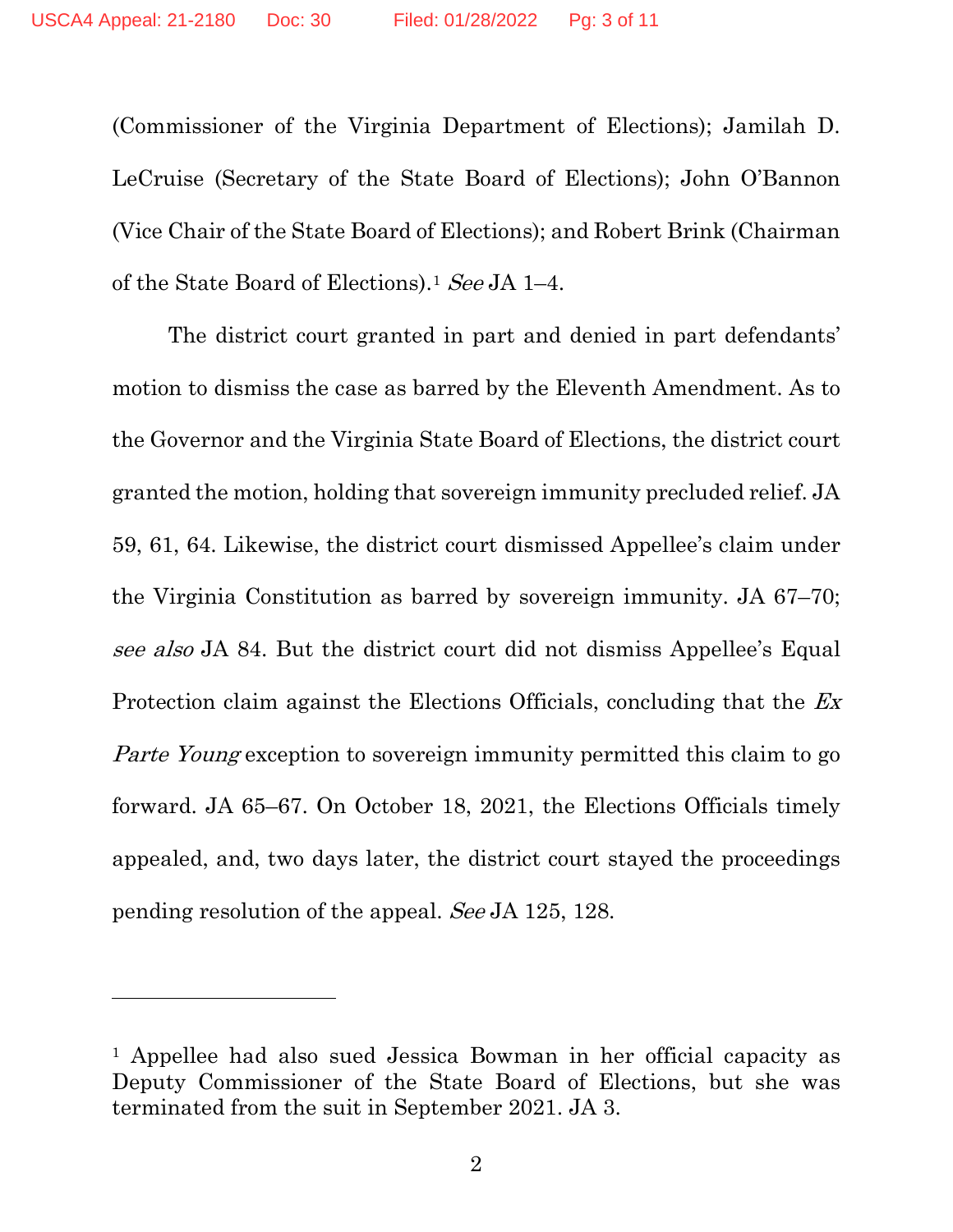(Commissioner of the Virginia Department of Elections); Jamilah D. LeCruise (Secretary of the State Board of Elections); John O'Bannon (Vice Chair of the State Board of Elections); and Robert Brink (Chairman of the State Board of Elections).[1] *See* JA 1–4.

The district court granted in part and denied in part defendants' motion to dismiss the case as barred by the Eleventh Amendment. As to the Governor and the Virginia State Board of Elections, the district court granted the motion, holding that sovereign immunity precluded relief. JA 59, 61, 64. Likewise, the district court dismissed Appellee's claim under the Virginia Constitution as barred by sovereign immunity. JA 67–70; *see also* JA 84. But the district court did not dismiss Appellee's Equal Protection claim against the Elections Officials, concluding that the *Ex Parte Young* exception to sovereign immunity permitted this claim to go forward. JA 65–67. On October 18, 2021, the Elections Officials timely appealed, and, two days later, the district court stayed the proceedings pending resolution of the appeal. *See* JA 125, 128.

---

[1] Appellee had also sued Jessica Bowman in her official capacity as Deputy Commissioner of the State Board of Elections, but she was terminated from the suit in September 2021. JA 3.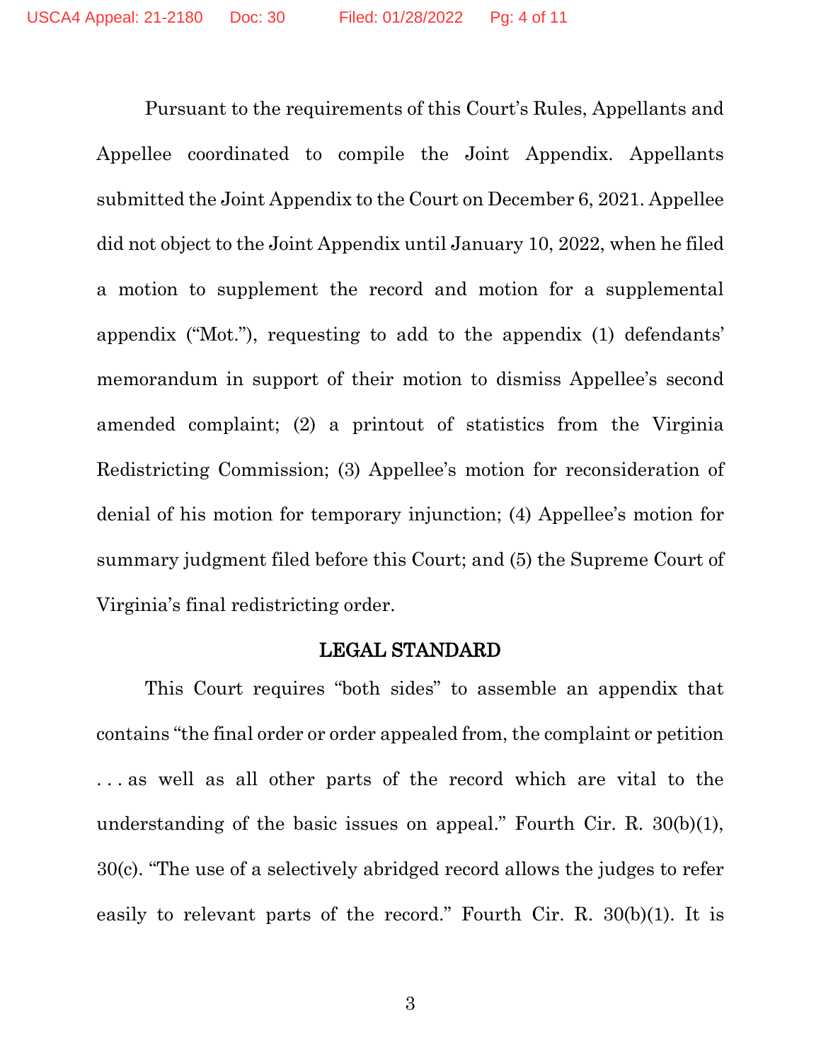Pursuant to the requirements of this Court's Rules, Appellants and Appellee coordinated to compile the Joint Appendix. Appellants submitted the Joint Appendix to the Court on December 6, 2021. Appellee did not object to the Joint Appendix until January 10, 2022, when he filed a motion to supplement the record and motion for a supplemental appendix ("Mot."), requesting to add to the appendix (1) defendants' memorandum in support of their motion to dismiss Appellee's second amended complaint; (2) a printout of statistics from the Virginia Redistricting Commission; (3) Appellee's motion for reconsideration of denial of his motion for temporary injunction; (4) Appellee's motion for summary judgment filed before this Court; and (5) the Supreme Court of Virginia's final redistricting order.

## LEGAL STANDARD

This Court requires "both sides" to assemble an appendix that contains "the final order or order appealed from, the complaint or petition . . . as well as all other parts of the record which are vital to the understanding of the basic issues on appeal." Fourth Cir. R. 30(b)(1), 30(c). "The use of a selectively abridged record allows the judges to refer easily to relevant parts of the record." Fourth Cir. R. 30(b)(1). It is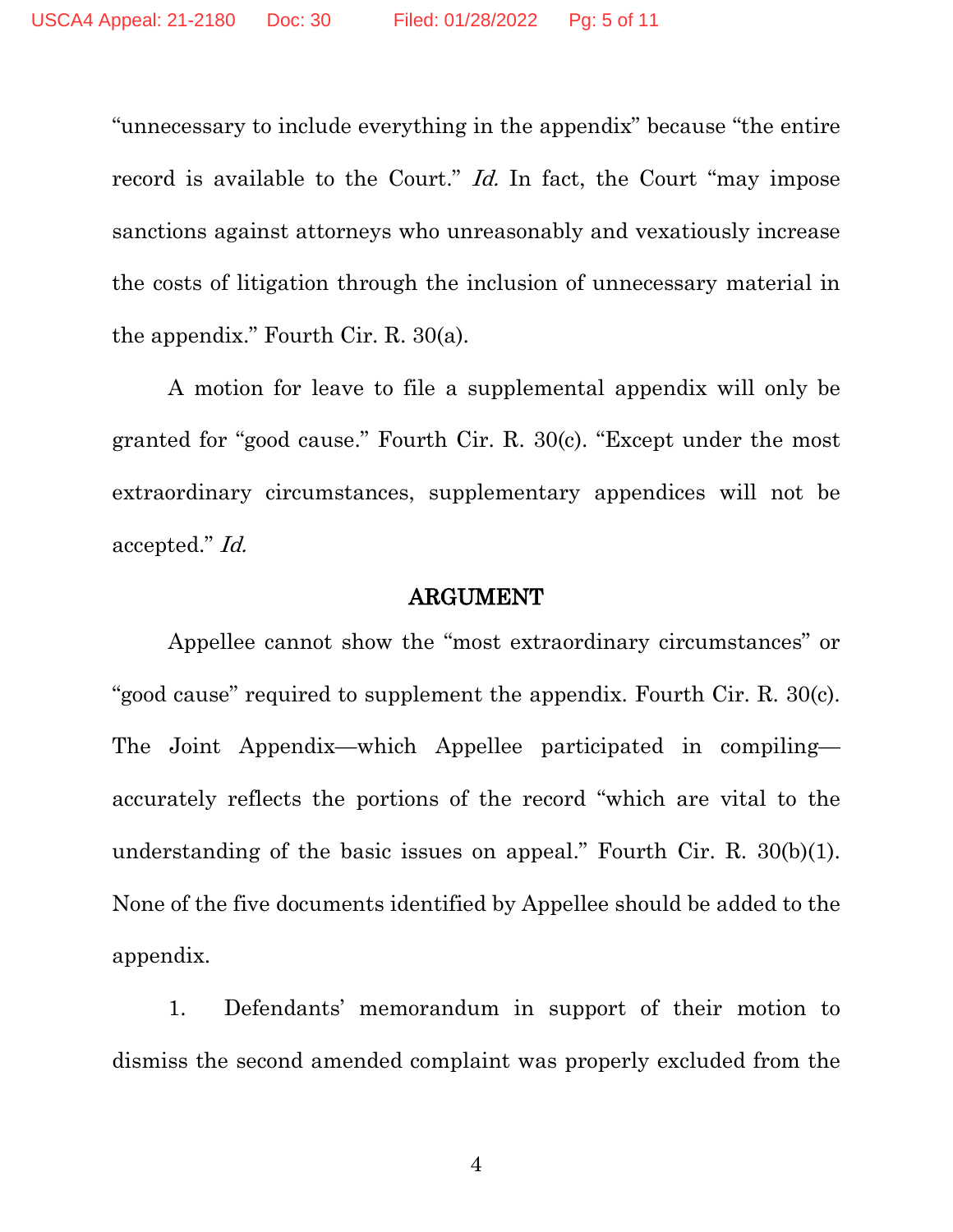"unnecessary to include everything in the appendix" because "the entire record is available to the Court." *Id.* In fact, the Court "may impose sanctions against attorneys who unreasonably and vexatiously increase the costs of litigation through the inclusion of unnecessary material in the appendix." Fourth Cir. R. 30(a).

A motion for leave to file a supplemental appendix will only be granted for "good cause." Fourth Cir. R. 30(c). "Except under the most extraordinary circumstances, supplementary appendices will not be accepted." *Id.*

## ARGUMENT

Appellee cannot show the "most extraordinary circumstances" or "good cause" required to supplement the appendix. Fourth Cir. R. 30(c). The Joint Appendix—which Appellee participated in compiling—accurately reflects the portions of the record "which are vital to the understanding of the basic issues on appeal." Fourth Cir. R. 30(b)(1). None of the five documents identified by Appellee should be added to the appendix.

1. Defendants' memorandum in support of their motion to dismiss the second amended complaint was properly excluded from the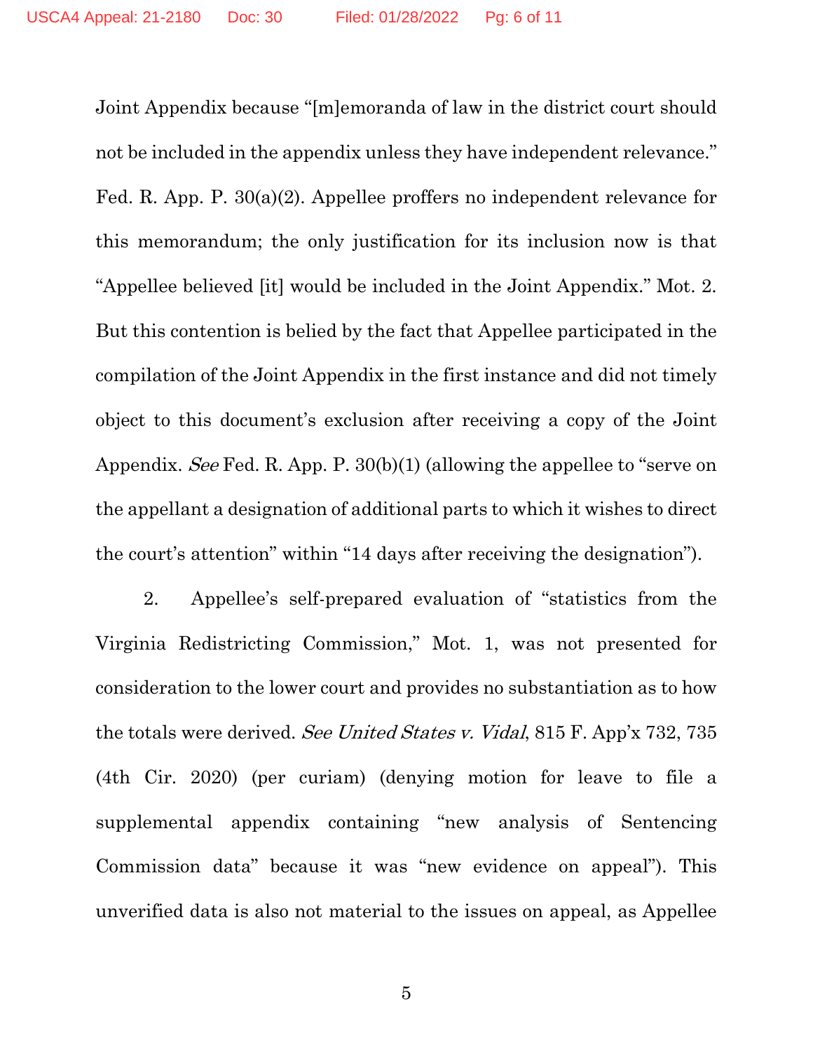Joint Appendix because "[m]emoranda of law in the district court should not be included in the appendix unless they have independent relevance." Fed. R. App. P. 30(a)(2). Appellee proffers no independent relevance for this memorandum; the only justification for its inclusion now is that "Appellee believed [it] would be included in the Joint Appendix." Mot. 2. But this contention is belied by the fact that Appellee participated in the compilation of the Joint Appendix in the first instance and did not timely object to this document's exclusion after receiving a copy of the Joint Appendix. *See* Fed. R. App. P. 30(b)(1) (allowing the appellee to "serve on the appellant a designation of additional parts to which it wishes to direct the court's attention" within "14 days after receiving the designation").

2. Appellee's self-prepared evaluation of "statistics from the Virginia Redistricting Commission," Mot. 1, was not presented for consideration to the lower court and provides no substantiation as to how the totals were derived. *See United States v. Vidal*, 815 F. App'x 732, 735 (4th Cir. 2020) (per curiam) (denying motion for leave to file a supplemental appendix containing "new analysis of Sentencing Commission data" because it was "new evidence on appeal"). This unverified data is also not material to the issues on appeal, as Appellee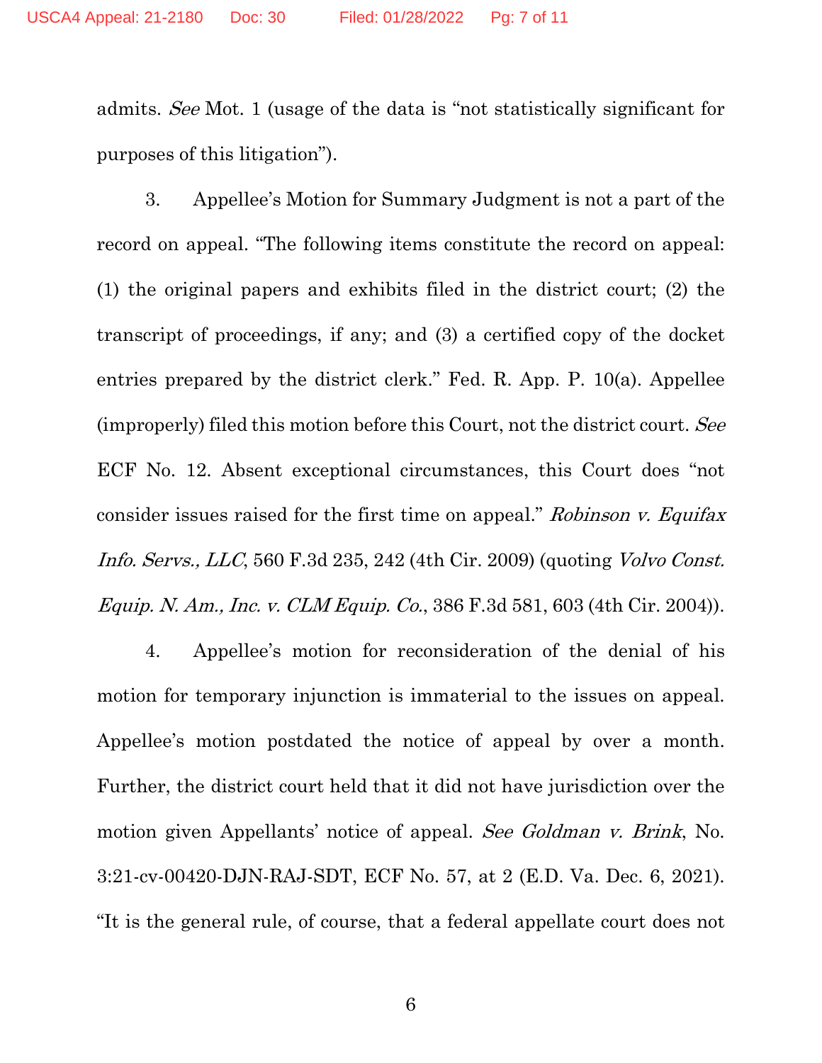admits. *See* Mot. 1 (usage of the data is "not statistically significant for purposes of this litigation").

3. Appellee's Motion for Summary Judgment is not a part of the record on appeal. "The following items constitute the record on appeal: (1) the original papers and exhibits filed in the district court; (2) the transcript of proceedings, if any; and (3) a certified copy of the docket entries prepared by the district clerk." Fed. R. App. P. 10(a). Appellee (improperly) filed this motion before this Court, not the district court. *See* ECF No. 12. Absent exceptional circumstances, this Court does "not consider issues raised for the first time on appeal." *Robinson v. Equifax Info. Servs., LLC*, 560 F.3d 235, 242 (4th Cir. 2009) (quoting *Volvo Const. Equip. N. Am., Inc. v. CLM Equip. Co.*, 386 F.3d 581, 603 (4th Cir. 2004)).

4. Appellee's motion for reconsideration of the denial of his motion for temporary injunction is immaterial to the issues on appeal. Appellee's motion postdated the notice of appeal by over a month. Further, the district court held that it did not have jurisdiction over the motion given Appellants' notice of appeal. *See Goldman v. Brink*, No. 3:21-cv-00420-DJN-RAJ-SDT, ECF No. 57, at 2 (E.D. Va. Dec. 6, 2021). "It is the general rule, of course, that a federal appellate court does not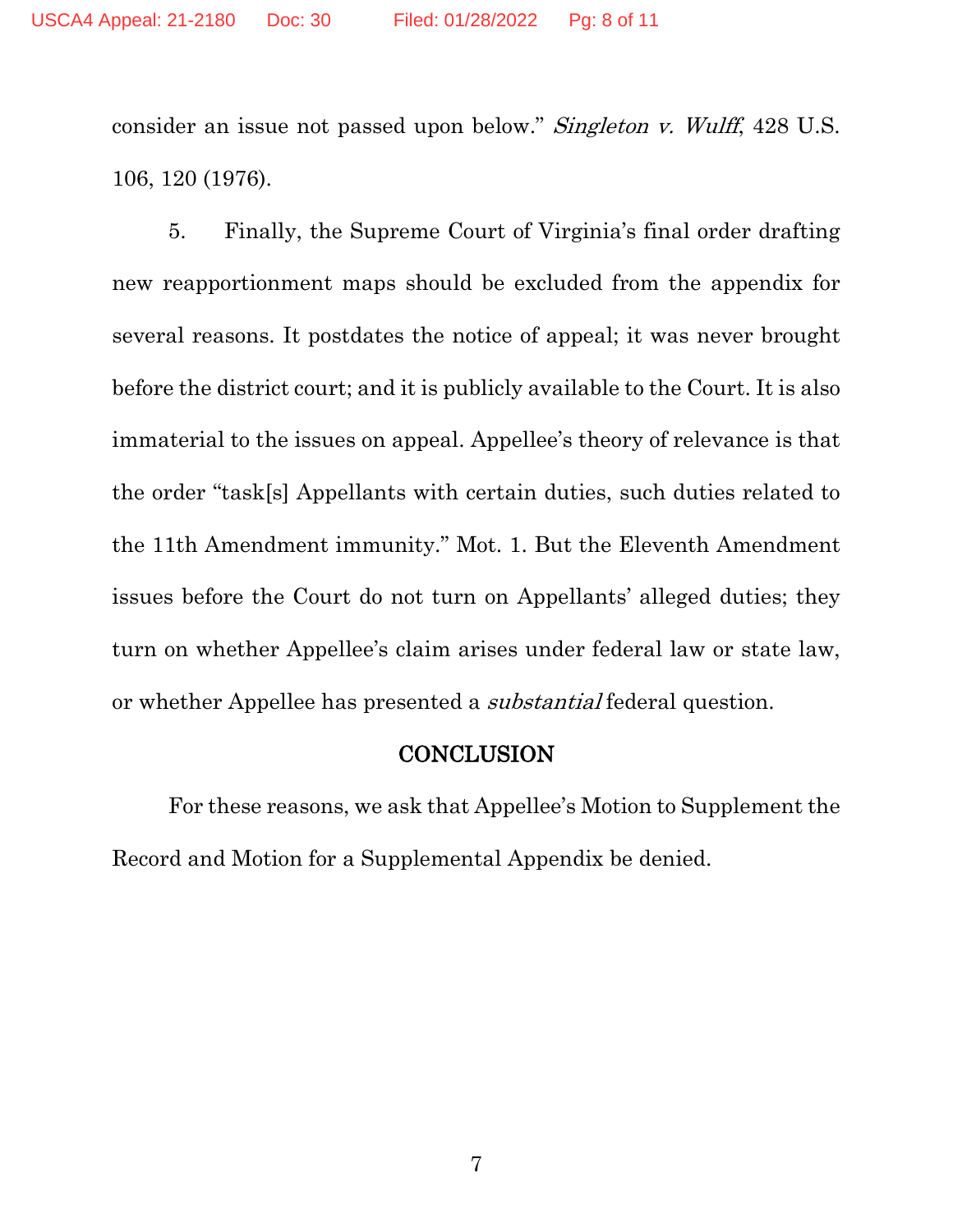consider an issue not passed upon below." *Singleton v. Wulff*, 428 U.S. 106, 120 (1976).

5. Finally, the Supreme Court of Virginia's final order drafting new reapportionment maps should be excluded from the appendix for several reasons. It postdates the notice of appeal; it was never brought before the district court; and it is publicly available to the Court. It is also immaterial to the issues on appeal. Appellee's theory of relevance is that the order "task[s] Appellants with certain duties, such duties related to the 11th Amendment immunity." Mot. 1. But the Eleventh Amendment issues before the Court do not turn on Appellants' alleged duties; they turn on whether Appellee's claim arises under federal law or state law, or whether Appellee has presented a *substantial* federal question.

## CONCLUSION

For these reasons, we ask that Appellee's Motion to Supplement the Record and Motion for a Supplemental Appendix be denied.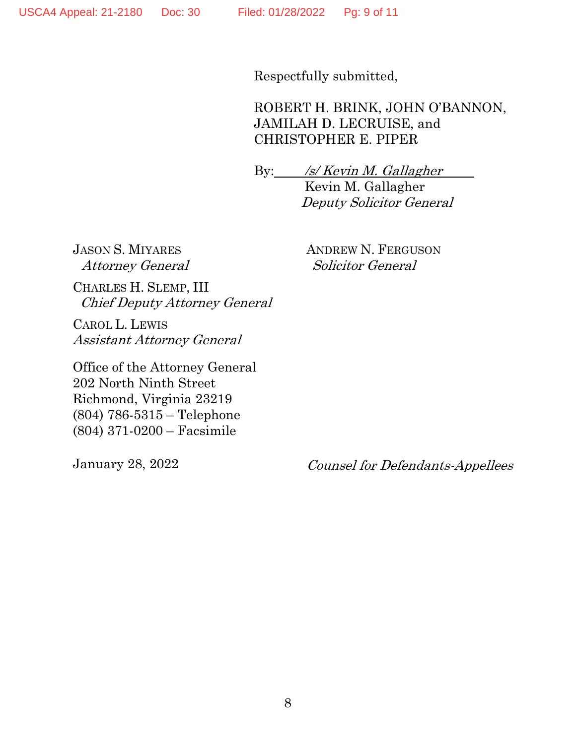Respectfully submitted,

ROBERT H. BRINK, JOHN O'BANNON, JAMILAH D. LECRUISE, and CHRISTOPHER E. PIPER

By: */s/ Kevin M. Gallagher*
Kevin M. Gallagher
*Deputy Solicitor General*

JASON S. MIYARES
*Attorney General*

CHARLES H. SLEMP, III
*Chief Deputy Attorney General*

CAROL L. LEWIS
*Assistant Attorney General*

Office of the Attorney General
202 North Ninth Street
Richmond, Virginia 23219
(804) 786-5315 – Telephone
(804) 371-0200 – Facsimile

ANDREW N. FERGUSON
*Solicitor General*

January 28, 2022

*Counsel for Defendants-Appellees*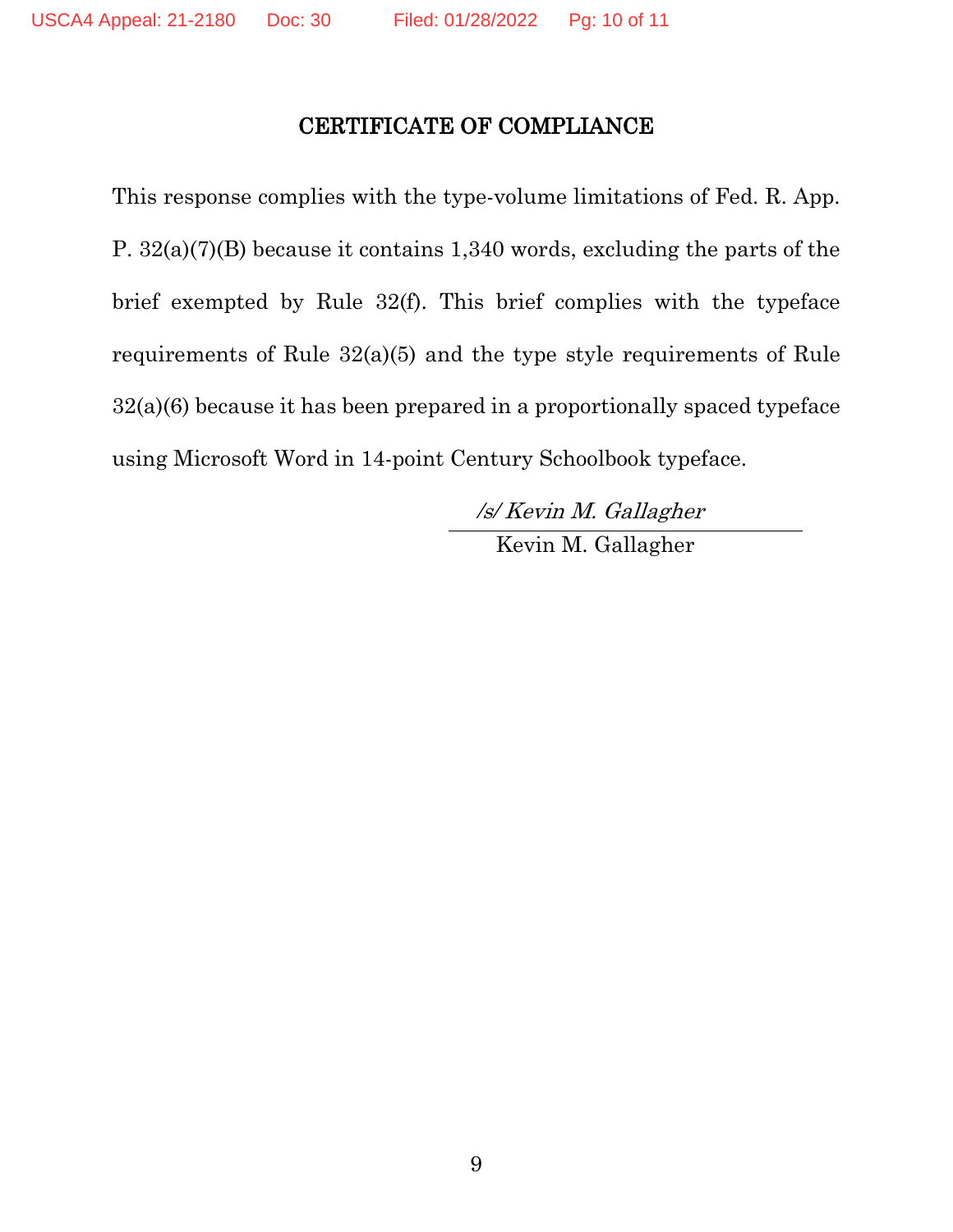# CERTIFICATE OF COMPLIANCE

This response complies with the type-volume limitations of Fed. R. App. P. 32(a)(7)(B) because it contains 1,340 words, excluding the parts of the brief exempted by Rule 32(f). This brief complies with the typeface requirements of Rule 32(a)(5) and the type style requirements of Rule 32(a)(6) because it has been prepared in a proportionally spaced typeface using Microsoft Word in 14-point Century Schoolbook typeface.

*/s/ Kevin M. Gallagher*

Kevin M. Gallagher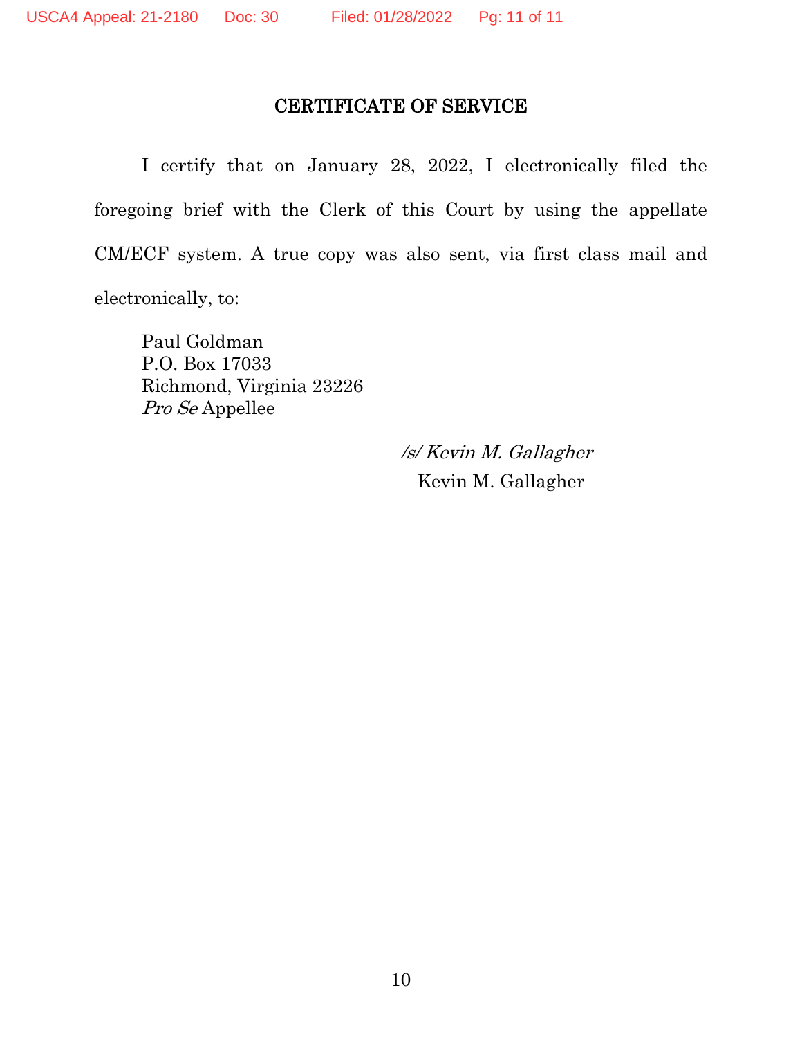## CERTIFICATE OF SERVICE

I certify that on January 28, 2022, I electronically filed the foregoing brief with the Clerk of this Court by using the appellate CM/ECF system. A true copy was also sent, via first class mail and electronically, to:

Paul Goldman
P.O. Box 17033
Richmond, Virginia 23226
*Pro Se* Appellee

*/s/ Kevin M. Gallagher*
Kevin M. Gallagher